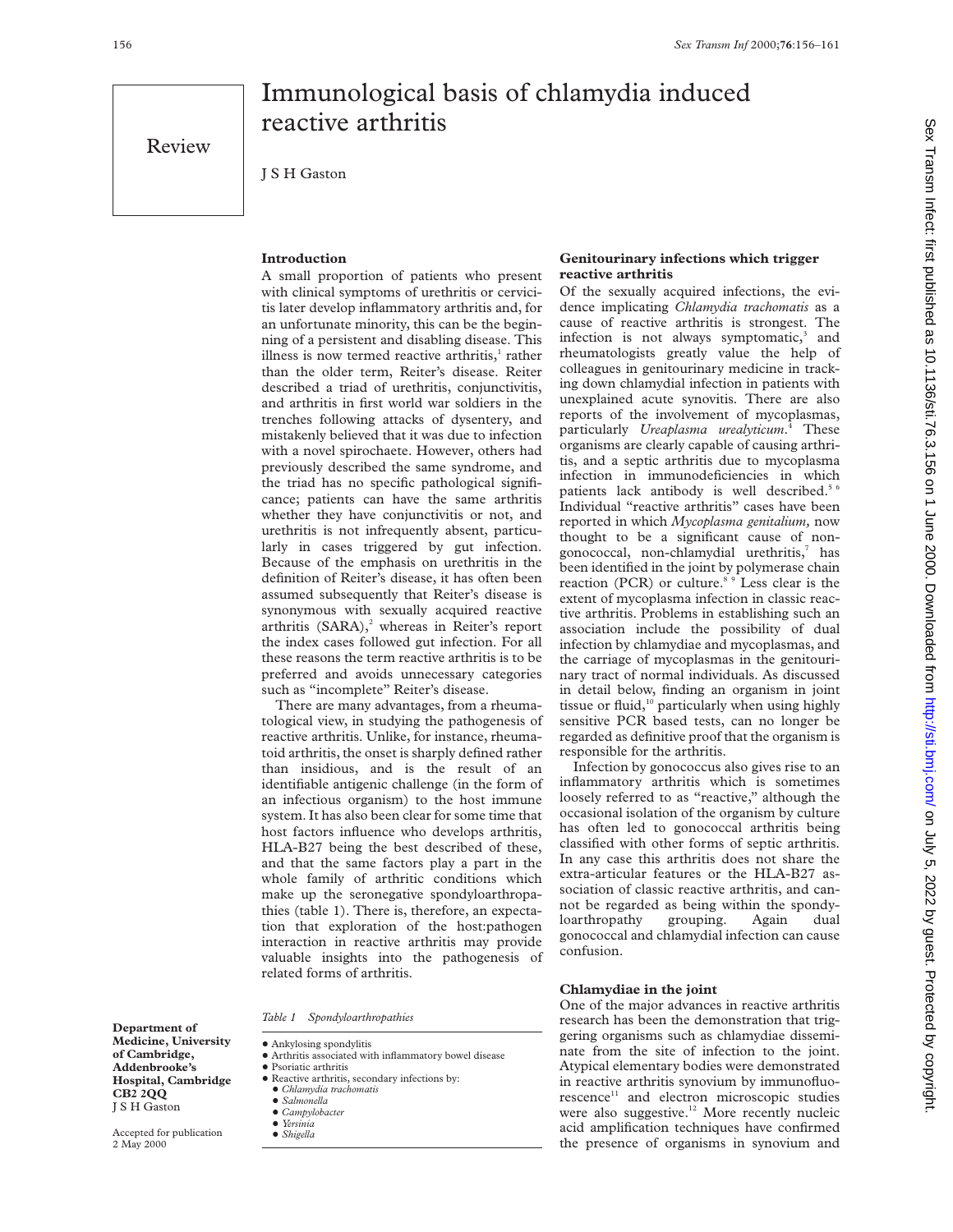Review

# Immunological basis of chlamydia induced reactive arthritis

J S H Gaston

Department of Medicine, University of Cambridge, Addenbrooke's Hospital, Cambridge CB2 2QQ
J S H Gaston

Accepted for publication 2 May 2000

## Introduction

A small proportion of patients who present with clinical symptoms of urethritis or cervicitis later develop inflammatory arthritis and, for an unfortunate minority, this can be the beginning of a persistent and disabling disease. This illness is now termed reactive arthritis,[1] rather than the older term, Reiter's disease. Reiter described a triad of urethritis, conjunctivitis, and arthritis in first world war soldiers in the trenches following attacks of dysentery, and mistakenly believed that it was due to infection with a novel spirochaete. However, others had previously described the same syndrome, and the triad has no specific pathological significance; patients can have the same arthritis whether they have conjunctivitis or not, and urethritis is not infrequently absent, particularly in cases triggered by gut infection. Because of the emphasis on urethritis in the definition of Reiter's disease, it has often been assumed subsequently that Reiter's disease is synonymous with sexually acquired reactive arthritis (SARA),[2] whereas in Reiter's report the index cases followed gut infection. For all these reasons the term reactive arthritis is to be preferred and avoids unnecessary categories such as "incomplete" Reiter's disease.

There are many advantages, from a rheumatological view, in studying the pathogenesis of reactive arthritis. Unlike, for instance, rheumatoid arthritis, the onset is sharply defined rather than insidious, and is the result of an identifiable antigenic challenge (in the form of an infectious organism) to the host immune system. It has also been clear for some time that host factors influence who develops arthritis, HLA-B27 being the best described of these, and that the same factors play a part in the whole family of arthritic conditions which make up the seronegative spondyloarthropathies (table 1). There is, therefore, an expectation that exploration of the host:pathogen interaction in reactive arthritis may provide valuable insights into the pathogenesis of related forms of arthritis.

*Table 1 Spondyloarthropathies*

- Ankylosing spondylitis
- Arthritis associated with inflammatory bowel disease
- Psoriatic arthritis
- Reactive arthritis, secondary infections by:
  - *Chlamydia trachomatis*
  - *Salmonella*
  - *Campylobacter*
  - *Yersinia*
  - *Shigella*

## Genitourinary infections which trigger reactive arthritis

Of the sexually acquired infections, the evidence implicating *Chlamydia trachomatis* as a cause of reactive arthritis is strongest. The infection is not always symptomatic,[3] and rheumatologists greatly value the help of colleagues in genitourinary medicine in tracking down chlamydial infection in patients with unexplained acute synovitis. There are also reports of the involvement of mycoplasmas, particularly *Ureaplasma urealyticum*.[4] These organisms are clearly capable of causing arthritis, and a septic arthritis due to mycoplasma infection in immunodeficiencies in which patients lack antibody is well described.[5,6] Individual "reactive arthritis" cases have been reported in which *Mycoplasma genitalium*, now thought to be a significant cause of non-gonococcal, non-chlamydial urethritis,[7] has been identified in the joint by polymerase chain reaction (PCR) or culture.[8,9] Less clear is the extent of mycoplasma infection in classic reactive arthritis. Problems in establishing such an association include the possibility of dual infection by chlamydiae and mycoplasmas, and the carriage of mycoplasmas in the genitourinary tract of normal individuals. As discussed in detail below, finding an organism in joint tissue or fluid,[10] particularly when using highly sensitive PCR based tests, can no longer be regarded as definitive proof that the organism is responsible for the arthritis.

Infection by gonococcus also gives rise to an inflammatory arthritis which is sometimes loosely referred to as "reactive," although the occasional isolation of the organism by culture has often led to gonococcal arthritis being classified with other forms of septic arthritis. In any case this arthritis does not share the extra-articular features or the HLA-B27 association of classic reactive arthritis, and cannot be regarded as being within the spondyloarthropathy grouping. Again dual gonococcal and chlamydial infection can cause confusion.

## Chlamydiae in the joint

One of the major advances in reactive arthritis research has been the demonstration that triggering organisms such as chlamydiae disseminate from the site of infection to the joint. Atypical elementary bodies were demonstrated in reactive arthritis synovium by immunofluorescence[11] and electron microscopic studies were also suggestive.[12] More recently nucleic acid amplification techniques have confirmed the presence of organisms in synovium and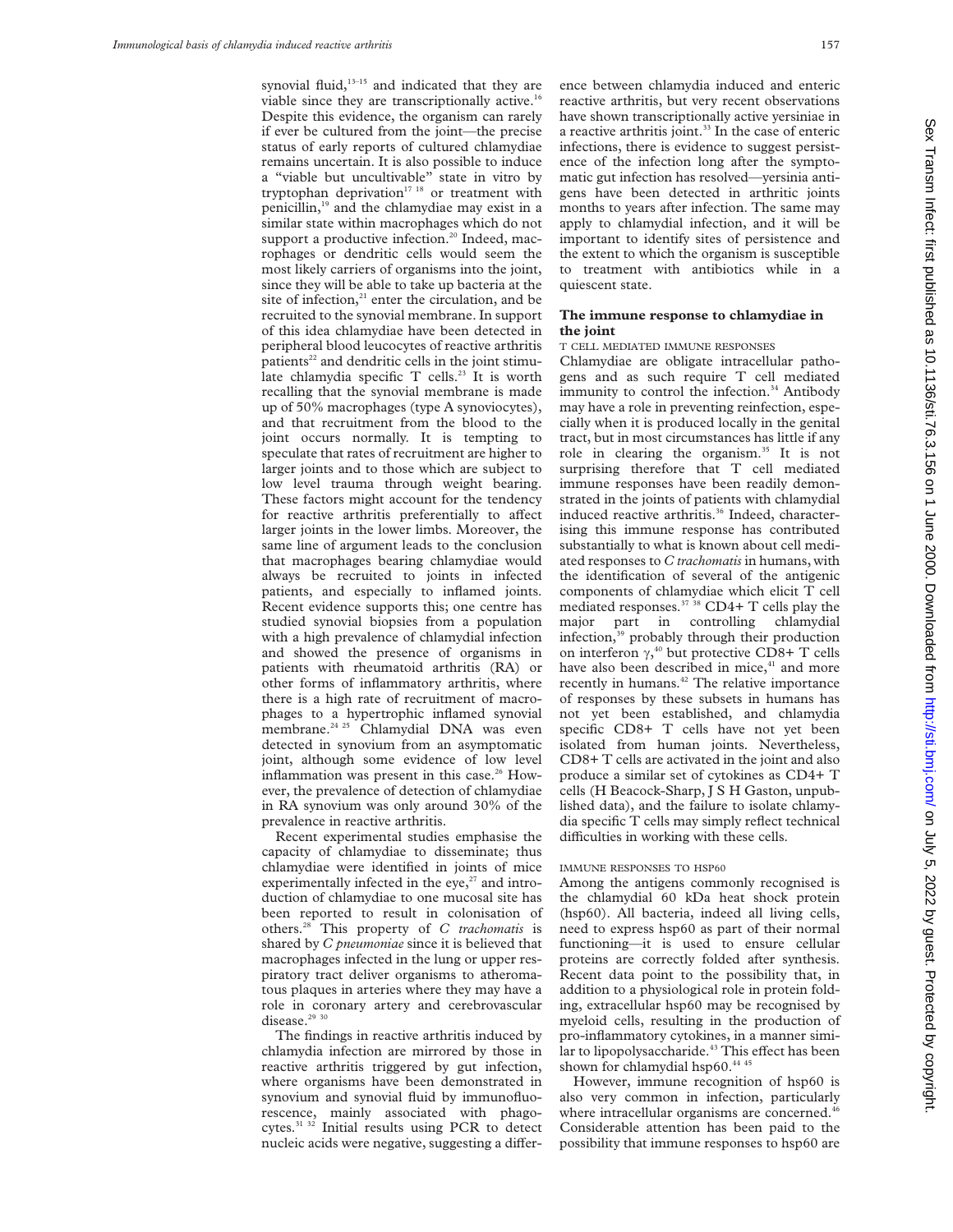synovial fluid,[13–15] and indicated that they are viable since they are transcriptionally active.[16] Despite this evidence, the organism can rarely if ever be cultured from the joint—the precise status of early reports of cultured chlamydiae remains uncertain. It is also possible to induce a "viable but uncultivable" state in vitro by tryptophan deprivation[17 18] or treatment with penicillin,[19] and the chlamydiae may exist in a similar state within macrophages which do not support a productive infection.[20] Indeed, macrophages or dendritic cells would seem the most likely carriers of organisms into the joint, since they will be able to take up bacteria at the site of infection,[21] enter the circulation, and be recruited to the synovial membrane. In support of this idea chlamydiae have been detected in peripheral blood leucocytes of reactive arthritis patients[22] and dendritic cells in the joint stimulate chlamydia specific T cells.[23] It is worth recalling that the synovial membrane is made up of 50% macrophages (type A synoviocytes), and that recruitment from the blood to the joint occurs normally. It is tempting to speculate that rates of recruitment are higher to larger joints and to those which are subject to low level trauma through weight bearing. These factors might account for the tendency for reactive arthritis preferentially to affect larger joints in the lower limbs. Moreover, the same line of argument leads to the conclusion that macrophages bearing chlamydiae would always be recruited to joints in infected patients, and especially to inflamed joints. Recent evidence supports this; one centre has studied synovial biopsies from a population with a high prevalence of chlamydial infection and showed the presence of organisms in patients with rheumatoid arthritis (RA) or other forms of inflammatory arthritis, where there is a high rate of recruitment of macrophages to a hypertrophic inflamed synovial membrane.[24 25] Chlamydial DNA was even detected in synovium from an asymptomatic joint, although some evidence of low level inflammation was present in this case.[26] However, the prevalence of detection of chlamydiae in RA synovium was only around 30% of the prevalence in reactive arthritis.

Recent experimental studies emphasise the capacity of chlamydiae to disseminate; thus chlamydiae were identified in joints of mice experimentally infected in the eye,[27] and introduction of chlamydiae to one mucosal site has been reported to result in colonisation of others.[28] This property of *C trachomatis* is shared by *C pneumoniae* since it is believed that macrophages infected in the lung or upper respiratory tract deliver organisms to atheromatous plaques in arteries where they may have a role in coronary artery and cerebrovascular disease.[29 30]

The findings in reactive arthritis induced by chlamydia infection are mirrored by those in reactive arthritis triggered by gut infection, where organisms have been demonstrated in synovium and synovial fluid by immunofluorescence, mainly associated with phagocytes.[31 32] Initial results using PCR to detect nucleic acids were negative, suggesting a difference between chlamydia induced and enteric reactive arthritis, but very recent observations have shown transcriptionally active yersiniae in a reactive arthritis joint.[33] In the case of enteric infections, there is evidence to suggest persistence of the infection long after the symptomatic gut infection has resolved—yersinia antigens have been detected in arthritic joints months to years after infection. The same may apply to chlamydial infection, and it will be important to identify sites of persistence and the extent to which the organism is susceptible to treatment with antibiotics while in a quiescent state.

## The immune response to chlamydiae in the joint

### T CELL MEDIATED IMMUNE RESPONSES

Chlamydiae are obligate intracellular pathogens and as such require T cell mediated immunity to control the infection.[34] Antibody may have a role in preventing reinfection, especially when it is produced locally in the genital tract, but in most circumstances has little if any role in clearing the organism.[35] It is not surprising therefore that T cell mediated immune responses have been readily demonstrated in the joints of patients with chlamydial induced reactive arthritis.[36] Indeed, characterising this immune response has contributed substantially to what is known about cell mediated responses to *C trachomatis* in humans, with the identification of several of the antigenic components of chlamydiae which elicit T cell mediated responses.[37 38] CD4+ T cells play the major part in controlling chlamydial infection,[39] probably through their production on interferon γ,[40] but protective CD8+ T cells have also been described in mice,[41] and more recently in humans.[42] The relative importance of responses by these subsets in humans has not yet been established, and chlamydia specific CD8+ T cells have not yet been isolated from human joints. Nevertheless, CD8+ T cells are activated in the joint and also produce a similar set of cytokines as CD4+ T cells (H Beacock-Sharp, J S H Gaston, unpublished data), and the failure to isolate chlamydia specific T cells may simply reflect technical difficulties in working with these cells.

### IMMUNE RESPONSES TO HSP60

Among the antigens commonly recognised is the chlamydial 60 kDa heat shock protein (hsp60). All bacteria, indeed all living cells, need to express hsp60 as part of their normal functioning—it is used to ensure cellular proteins are correctly folded after synthesis. Recent data point to the possibility that, in addition to a physiological role in protein folding, extracellular hsp60 may be recognised by myeloid cells, resulting in the production of pro-inflammatory cytokines, in a manner similar to lipopolysaccharide.[43] This effect has been shown for chlamydial hsp60.[44 45]

However, immune recognition of hsp60 is also very common in infection, particularly where intracellular organisms are concerned.[46] Considerable attention has been paid to the possibility that immune responses to hsp60 are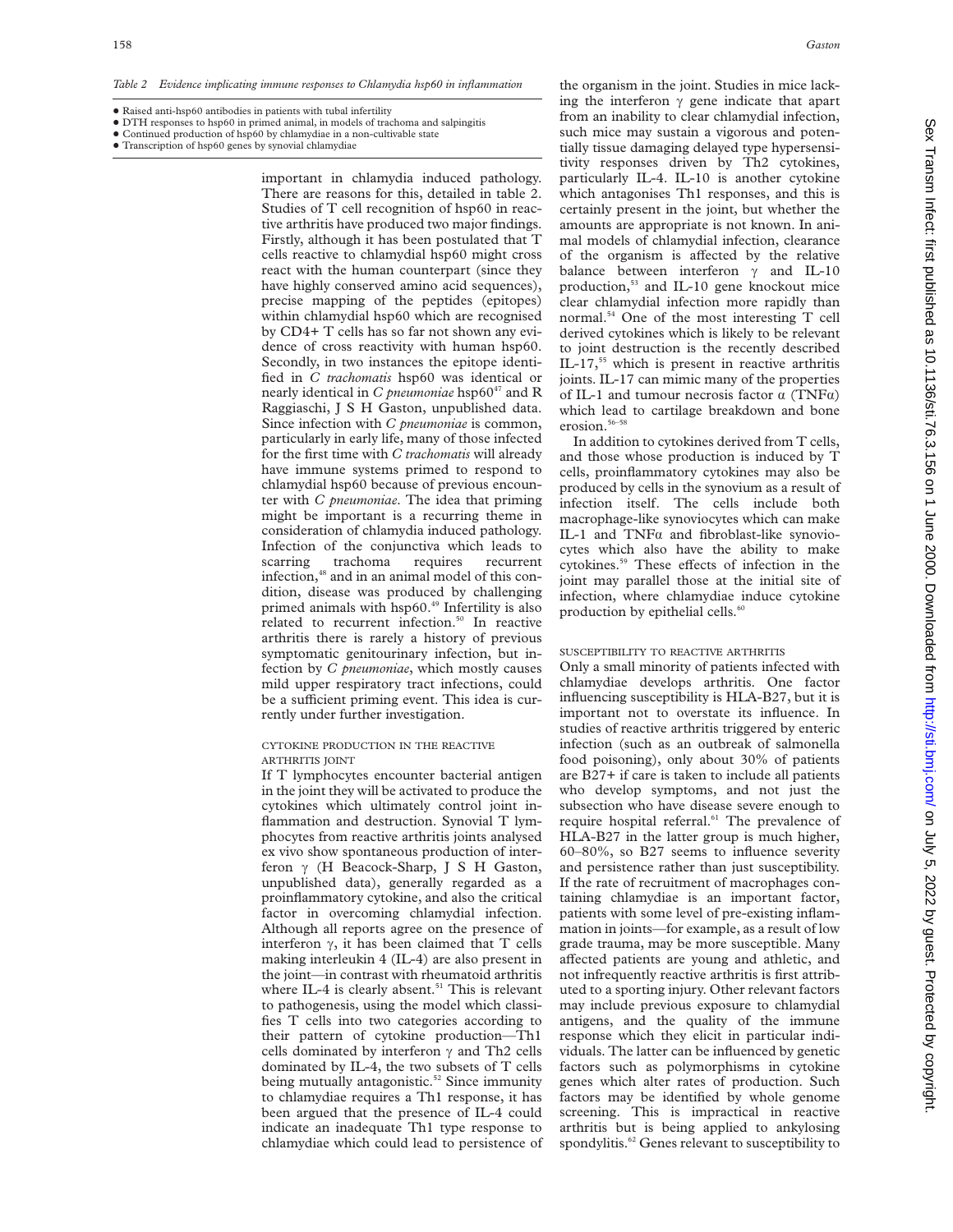*Table 2 Evidence implicating immune responses to Chlamydia hsp60 in inflammation*

- Raised anti-hsp60 antibodies in patients with tubal infertility
- DTH responses to hsp60 in primed animal, in models of trachoma and salpingitis
- Continued production of hsp60 by chlamydiae in a non-cultivable state
- Transcription of hsp60 genes by synovial chlamydiae

important in chlamydia induced pathology. There are reasons for this, detailed in table 2. Studies of T cell recognition of hsp60 in reactive arthritis have produced two major findings. Firstly, although it has been postulated that T cells reactive to chlamydial hsp60 might cross react with the human counterpart (since they have highly conserved amino acid sequences), precise mapping of the peptides (epitopes) within chlamydial hsp60 which are recognised by CD4+ T cells has so far not shown any evidence of cross reactivity with human hsp60. Secondly, in two instances the epitope identified in *C trachomatis* hsp60 was identical or nearly identical in *C pneumoniae* hsp60[47] and R Raggiaschi, J S H Gaston, unpublished data. Since infection with *C pneumoniae* is common, particularly in early life, many of those infected for the first time with *C trachomatis* will already have immune systems primed to respond to chlamydial hsp60 because of previous encounter with *C pneumoniae*. The idea that priming might be important is a recurring theme in consideration of chlamydia induced pathology. Infection of the conjunctiva which leads to scarring trachoma requires recurrent infection,[48] and in an animal model of this condition, disease was produced by challenging primed animals with hsp60.[49] Infertility is also related to recurrent infection.[50] In reactive arthritis there is rarely a history of previous symptomatic genitourinary infection, but infection by *C pneumoniae*, which mostly causes mild upper respiratory tract infections, could be a sufficient priming event. This idea is currently under further investigation.

### CYTOKINE PRODUCTION IN THE REACTIVE ARTHRITIS JOINT

If T lymphocytes encounter bacterial antigen in the joint they will be activated to produce the cytokines which ultimately control joint inflammation and destruction. Synovial T lymphocytes from reactive arthritis joints analysed ex vivo show spontaneous production of interferon γ (H Beacock-Sharp, J S H Gaston, unpublished data), generally regarded as a proinflammatory cytokine, and also the critical factor in overcoming chlamydial infection. Although all reports agree on the presence of interferon γ, it has been claimed that T cells making interleukin 4 (IL-4) are also present in the joint—in contrast with rheumatoid arthritis where IL-4 is clearly absent.[51] This is relevant to pathogenesis, using the model which classifies T cells into two categories according to their pattern of cytokine production—Th1 cells dominated by interferon γ and Th2 cells dominated by IL-4, the two subsets of T cells being mutually antagonistic.[52] Since immunity to chlamydiae requires a Th1 response, it has been argued that the presence of IL-4 could indicate an inadequate Th1 type response to chlamydiae which could lead to persistence of the organism in the joint. Studies in mice lacking the interferon γ gene indicate that apart from an inability to clear chlamydial infection, such mice may sustain a vigorous and potentially tissue damaging delayed type hypersensitivity responses driven by Th2 cytokines, particularly IL-4. IL-10 is another cytokine which antagonises Th1 responses, and this is certainly present in the joint, but whether the amounts are appropriate is not known. In animal models of chlamydial infection, clearance of the organism is affected by the relative balance between interferon γ and IL-10 production,[53] and IL-10 gene knockout mice clear chlamydial infection more rapidly than normal.[54] One of the most interesting T cell derived cytokines which is likely to be relevant to joint destruction is the recently described IL-17,[55] which is present in reactive arthritis joints. IL-17 can mimic many of the properties of IL-1 and tumour necrosis factor α (TNFα) which lead to cartilage breakdown and bone erosion.[56–58]

In addition to cytokines derived from T cells, and those whose production is induced by T cells, proinflammatory cytokines may also be produced by cells in the synovium as a result of infection itself. The cells include both macrophage-like synoviocytes which can make IL-1 and TNFα and fibroblast-like synoviocytes which also have the ability to make cytokines.[59] These effects of infection in the joint may parallel those at the initial site of infection, where chlamydiae induce cytokine production by epithelial cells.[60]

### SUSCEPTIBILITY TO REACTIVE ARTHRITIS

Only a small minority of patients infected with chlamydiae develops arthritis. One factor influencing susceptibility is HLA-B27, but it is important not to overstate its influence. In studies of reactive arthritis triggered by enteric infection (such as an outbreak of salmonella food poisoning), only about 30% of patients are B27+ if care is taken to include all patients who develop symptoms, and not just the subsection who have disease severe enough to require hospital referral.[61] The prevalence of HLA-B27 in the latter group is much higher, 60–80%, so B27 seems to influence severity and persistence rather than just susceptibility. If the rate of recruitment of macrophages containing chlamydiae is an important factor, patients with some level of pre-existing inflammation in joints—for example, as a result of low grade trauma, may be more susceptible. Many affected patients are young and athletic, and not infrequently reactive arthritis is first attributed to a sporting injury. Other relevant factors may include previous exposure to chlamydial antigens, and the quality of the immune response which they elicit in particular individuals. The latter can be influenced by genetic factors such as polymorphisms in cytokine genes which alter rates of production. Such factors may be identified by whole genome screening. This is impractical in reactive arthritis but is being applied to ankylosing spondylitis.[62] Genes relevant to susceptibility to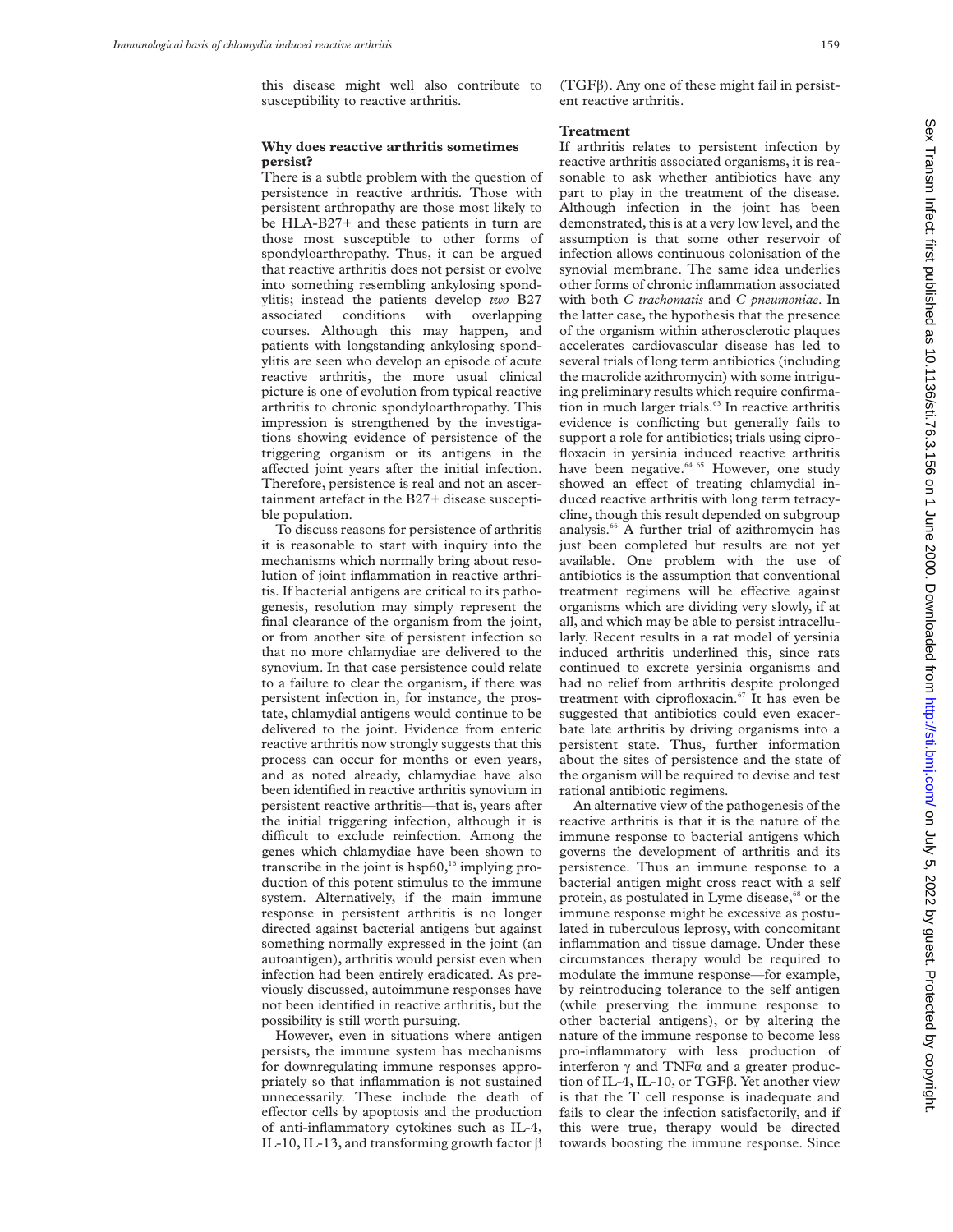this disease might well also contribute to susceptibility to reactive arthritis.

## Why does reactive arthritis sometimes persist?

There is a subtle problem with the question of persistence in reactive arthritis. Those with persistent arthropathy are those most likely to be HLA-B27+ and these patients in turn are those most susceptible to other forms of spondyloarthropathy. Thus, it can be argued that reactive arthritis does not persist or evolve into something resembling ankylosing spondylitis; instead the patients develop *two* B27 associated conditions with overlapping courses. Although this may happen, and patients with longstanding ankylosing spondylitis are seen who develop an episode of acute reactive arthritis, the more usual clinical picture is one of evolution from typical reactive arthritis to chronic spondyloarthropathy. This impression is strengthened by the investigations showing evidence of persistence of the triggering organism or its antigens in the affected joint years after the initial infection. Therefore, persistence is real and not an ascertainment artefact in the B27+ disease susceptible population.

To discuss reasons for persistence of arthritis it is reasonable to start with inquiry into the mechanisms which normally bring about resolution of joint inflammation in reactive arthritis. If bacterial antigens are critical to its pathogenesis, resolution may simply represent the final clearance of the organism from the joint, or from another site of persistent infection so that no more chlamydiae are delivered to the synovium. In that case persistence could relate to a failure to clear the organism, if there was persistent infection in, for instance, the prostate, chlamydial antigens would continue to be delivered to the joint. Evidence from enteric reactive arthritis now strongly suggests that this process can occur for months or even years, and as noted already, chlamydiae have also been identified in reactive arthritis synovium in persistent reactive arthritis—that is, years after the initial triggering infection, although it is difficult to exclude reinfection. Among the genes which chlamydiae have been shown to transcribe in the joint is hsp60,[16] implying production of this potent stimulus to the immune system. Alternatively, if the main immune response in persistent arthritis is no longer directed against bacterial antigens but against something normally expressed in the joint (an autoantigen), arthritis would persist even when infection had been entirely eradicated. As previously discussed, autoimmune responses have not been identified in reactive arthritis, but the possibility is still worth pursuing.

However, even in situations where antigen persists, the immune system has mechanisms for downregulating immune responses appropriately so that inflammation is not sustained unnecessarily. These include the death of effector cells by apoptosis and the production of anti-inflammatory cytokines such as IL-4, IL-10, IL-13, and transforming growth factor β (TGFβ). Any one of these might fail in persistent reactive arthritis.

## Treatment

If arthritis relates to persistent infection by reactive arthritis associated organisms, it is reasonable to ask whether antibiotics have any part to play in the treatment of the disease. Although infection in the joint has been demonstrated, this is at a very low level, and the assumption is that some other reservoir of infection allows continuous colonisation of the synovial membrane. The same idea underlies other forms of chronic inflammation associated with both *C trachomatis* and *C pneumoniae*. In the latter case, the hypothesis that the presence of the organism within atherosclerotic plaques accelerates cardiovascular disease has led to several trials of long term antibiotics (including the macrolide azithromycin) with some intriguing preliminary results which require confirmation in much larger trials.[63] In reactive arthritis evidence is conflicting but generally fails to support a role for antibiotics; trials using ciprofloxacin in yersinia induced reactive arthritis have been negative.[64 65] However, one study showed an effect of treating chlamydial induced reactive arthritis with long term tetracycline, though this result depended on subgroup analysis.[66] A further trial of azithromycin has just been completed but results are not yet available. One problem with the use of antibiotics is the assumption that conventional treatment regimens will be effective against organisms which are dividing very slowly, if at all, and which may be able to persist intracellularly. Recent results in a rat model of yersinia induced arthritis underlined this, since rats continued to excrete yersinia organisms and had no relief from arthritis despite prolonged treatment with ciprofloxacin.[67] It has even be suggested that antibiotics could even exacerbate late arthritis by driving organisms into a persistent state. Thus, further information about the sites of persistence and the state of the organism will be required to devise and test rational antibiotic regimens.

An alternative view of the pathogenesis of the reactive arthritis is that it is the nature of the immune response to bacterial antigens which governs the development of arthritis and its persistence. Thus an immune response to a bacterial antigen might cross react with a self protein, as postulated in Lyme disease,[68] or the immune response might be excessive as postulated in tuberculous leprosy, with concomitant inflammation and tissue damage. Under these circumstances therapy would be required to modulate the immune response—for example, by reintroducing tolerance to the self antigen (while preserving the immune response to other bacterial antigens), or by altering the nature of the immune response to become less pro-inflammatory with less production of interferon γ and TNFα and a greater production of IL-4, IL-10, or TGFβ. Yet another view is that the T cell response is inadequate and fails to clear the infection satisfactorily, and if this were true, therapy would be directed towards boosting the immune response. Since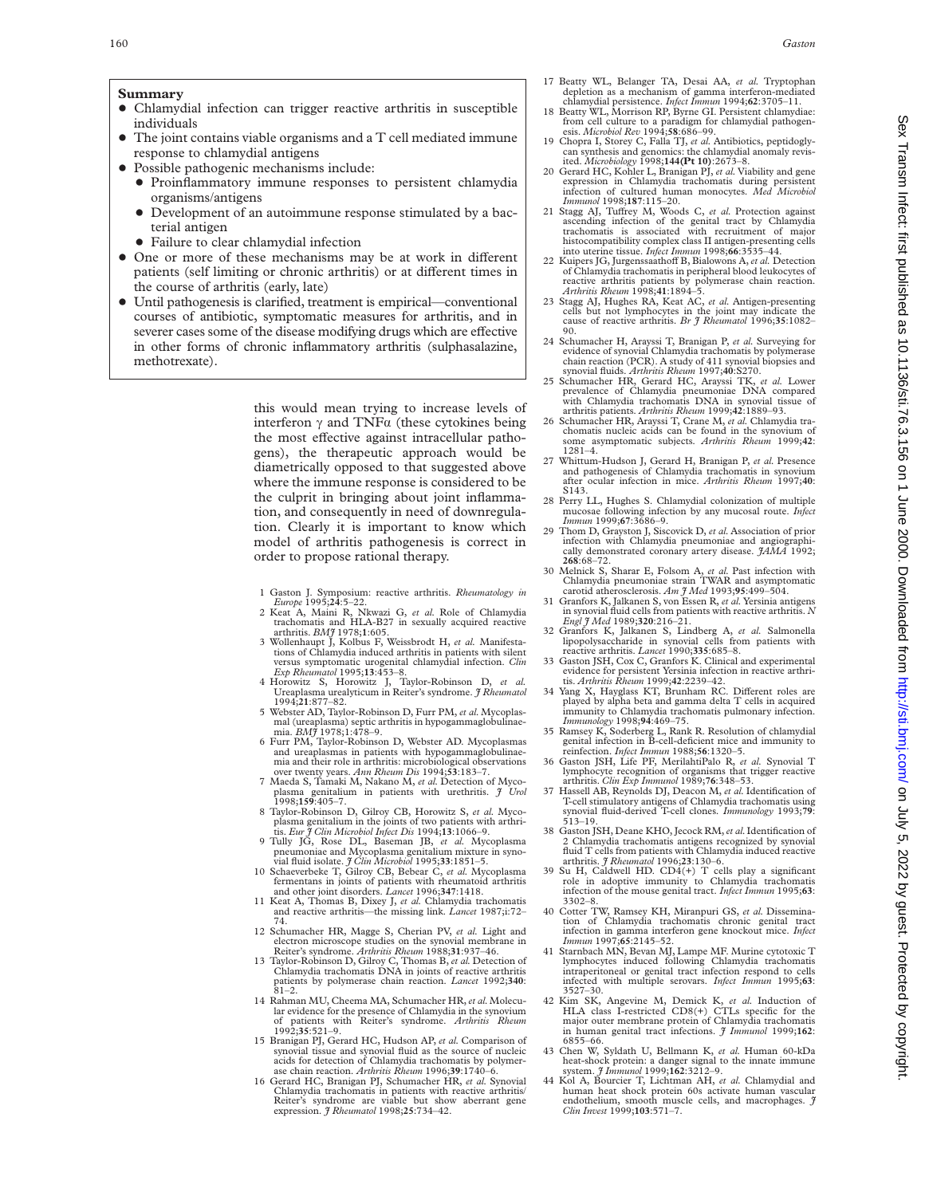## Summary

- Chlamydial infection can trigger reactive arthritis in susceptible individuals
- The joint contains viable organisms and a T cell mediated immune response to chlamydial antigens
- Possible pathogenic mechanisms include:
  - Proinflammatory immune responses to persistent chlamydia organisms/antigens
  - Development of an autoimmune response stimulated by a bacterial antigen
  - Failure to clear chlamydial infection
- One or more of these mechanisms may be at work in different patients (self limiting or chronic arthritis) or at different times in the course of arthritis (early, late)
- Until pathogenesis is clarified, treatment is empirical—conventional courses of antibiotic, symptomatic measures for arthritis, and in severer cases some of the disease modifying drugs which are effective in other forms of chronic inflammatory arthritis (sulphasalazine, methotrexate).

this would mean trying to increase levels of interferon γ and TNFα (these cytokines being the most effective against intracellular pathogens), the therapeutic approach would be diametrically opposed to that suggested above where the immune response is considered to be the culprit in bringing about joint inflammation, and consequently in need of downregulation. Clearly it is important to know which model of arthritis pathogenesis is correct in order to propose rational therapy.

1 Gaston J. Symposium: reactive arthritis. *Rheumatology in Europe* 1995;**24**:5–22.
2 Keat A, Maini R, Nkwazi G, *et al.* Role of Chlamydia trachomatis and HLA-B27 in sexually acquired reactive arthritis. *BMJ* 1978;**1**:605.
3 Wollenhaupt J, Kolbus F, Weissbrodt H, *et al.* Manifestations of Chlamydia induced arthritis in patients with silent versus symptomatic urogenital chlamydial infection. *Clin Exp Rheumatol* 1995;**13**:453–8.
4 Horowitz S, Horowitz J, Taylor-Robinson D, *et al.* Ureaplasma urealyticum in Reiter's syndrome. *J Rheumatol* 1994;**21**:877–82.
5 Webster AD, Taylor-Robinson D, Furr PM, *et al.* Mycoplasmal (ureaplasma) septic arthritis in hypogammaglobulinaemia. *BMJ* 1978;1:478–9.
6 Furr PM, Taylor-Robinson D, Webster AD. Mycoplasmas and ureaplasmas in patients with hypogammaglobulinaemia and their role in arthritis: microbiological observations over twenty years. *Ann Rheum Dis* 1994;**53**:183–7.
7 Maeda S, Tamaki M, Nakano M, *et al.* Detection of Mycoplasma genitalium in patients with urethritis. *J Urol* 1998;**159**:405–7.
8 Taylor-Robinson D, Gilroy CB, Horowitz S, *et al.* Mycoplasma genitalium in the joints of two patients with arthritis. *Eur J Clin Microbiol Infect Dis* 1994;**13**:1066–9.
9 Tully JG, Rose DL, Baseman JB, *et al.* Mycoplasma pneumoniae and Mycoplasma genitalium mixture in synovial fluid isolate. *J Clin Microbiol* 1995;**33**:1851–5.
10 Schaeverbeke T, Gilroy CB, Bebear C, *et al.* Mycoplasma fermentans in joints of patients with rheumatoid arthritis and other joint disorders. *Lancet* 1996;**347**:1418.
11 Keat A, Thomas B, Dixey J, *et al.* Chlamydia trachomatis and reactive arthritis—the missing link. *Lancet* 1987;i:72–74.
12 Schumacher HR, Magge S, Cherian PV, *et al.* Light and electron microscope studies on the synovial membrane in Reiter's syndrome. *Arthritis Rheum* 1988;**31**:937–46.
13 Taylor-Robinson D, Gilroy C, Thomas B, *et al.* Detection of Chlamydia trachomatis DNA in joints of reactive arthritis patients by polymerase chain reaction. *Lancet* 1992;**340**:81–2.
14 Rahman MU, Cheema MA, Schumacher HR, *et al.* Molecular evidence for the presence of Chlamydia in the synovium of patients with Reiter's syndrome. *Arthritis Rheum* 1992;**35**:521–9.
15 Branigan PJ, Gerard HC, Hudson AP, *et al.* Comparison of synovial tissue and synovial fluid as the source of nucleic acids for detection of Chlamydia trachomatis by polymerase chain reaction. *Arthritis Rheum* 1996;**39**:1740–6.
16 Gerard HC, Branigan PJ, Schumacher HR, *et al.* Synovial Chlamydia trachomatis in patients with reactive arthritis/Reiter's syndrome are viable but show aberrant gene expression. *J Rheumatol* 1998;**25**:734–42.
17 Beatty WL, Belanger TA, Desai AA, *et al.* Tryptophan depletion as a mechanism of gamma interferon-mediated chlamydial persistence. *Infect Immun* 1994;**62**:3705–11.
18 Beatty WL, Morrison RP, Byrne GI. Persistent chlamydiae: from cell culture to a paradigm for chlamydial pathogenesis. *Microbiol Rev* 1994;**58**:686–99.
19 Chopra I, Storey C, Falla TJ, *et al.* Antibiotics, peptidoglycan synthesis and genomics: the chlamydial anomaly revisited. *Microbiology* 1998;**144(Pt 10)**:2673–8.
20 Gerard HC, Kohler L, Branigan PJ, *et al.* Viability and gene expression in Chlamydia trachomatis during persistent infection of cultured human monocytes. *Med Microbiol Immunol* 1998;**187**:115–20.
21 Stagg AJ, Tuffrey M, Woods C, *et al.* Protection against ascending infection of the genital tract by Chlamydia trachomatis is associated with recruitment of major histocompatibility complex class II antigen-presenting cells into uterine tissue. *Infect Immun* 1998;**66**:3535–44.
22 Kuipers JG, Jurgenssaathoff B, Bialowons A, *et al.* Detection of Chlamydia trachomatis in peripheral blood leukocytes of reactive arthritis patients by polymerase chain reaction. *Arthritis Rheum* 1998;**41**:1894–5.
23 Stagg AJ, Hughes RA, Keat AC, *et al.* Antigen-presenting cells but not lymphocytes in the joint may indicate the cause of reactive arthritis. *Br J Rheumatol* 1996;**35**:1082–90.
24 Schumacher H, Arayssi T, Branigan P, *et al.* Surveying for evidence of synovial Chlamydia trachomatis by polymerase chain reaction (PCR). A study of 411 synovial biopsies and synovial fluids. *Arthritis Rheum* 1997;**40**:S270.
25 Schumacher HR, Gerard HC, Arayssi TK, *et al.* Lower prevalence of Chlamydia pneumoniae DNA compared with Chlamydia trachomatis DNA in synovial tissue of arthritis patients. *Arthritis Rheum* 1999;**42**:1889–93.
26 Schumacher HR, Arayssi T, Crane M, *et al.* Chlamydia trachomatis nucleic acids can be found in the synovium of some asymptomatic subjects. *Arthritis Rheum* 1999;**42**:1281–4.
27 Whittum-Hudson J, Gerard H, Branigan P, *et al.* Presence and pathogenesis of Chlamydia trachomatis in synovium after ocular infection in mice. *Arthritis Rheum* 1997;**40**:S143.
28 Perry LL, Hughes S. Chlamydial colonization of multiple mucosae following infection by any mucosal route. *Infect Immun* 1999;**67**:3686–9.
29 Thom D, Grayston J, Siscovick D, *et al.* Association of prior infection with Chlamydia pneumoniae and angiographically demonstrated coronary artery disease. *JAMA* 1992;**268**:68–72.
30 Melnick S, Sharar E, Folsom A, *et al.* Past infection with Chlamydia pneumoniae strain TWAR and asymptomatic carotid atherosclerosis. *Am J Med* 1993;**95**:499–504.
31 Granfors K, Jalkanen S, von Essen R, *et al.* Yersinia antigens in synovial fluid cells from patients with reactive arthritis. *N Engl J Med* 1989;**320**:216–21.
32 Granfors K, Jalkanen S, Lindberg A, *et al.* Salmonella lipopolysaccharide in synovial cells from patients with reactive arthritis. *Lancet* 1990;**335**:685–8.
33 Gaston JSH, Cox C, Granfors K. Clinical and experimental evidence for persistent Yersinia infection in reactive arthritis. *Arthritis Rheum* 1999;**42**:2239–42.
34 Yang X, Hayglass KT, Brunham RC. Different roles are played by alpha beta and gamma delta T cells in acquired immunity to Chlamydia trachomatis pulmonary infection. *Immunology* 1998;**94**:469–75.
35 Ramsey K, Soderberg L, Rank R. Resolution of chlamydial genital infection in B-cell-deficient mice and immunity to reinfection. *Infect Immun* 1988;**56**:1320–5.
36 Gaston JSH, Life PF, MerilahtiPalo R, *et al.* Synovial T lymphocyte recognition of organisms that trigger reactive arthritis. *Clin Exp Immunol* 1989;**76**:348–53.
37 Hassell AB, Reynolds DJ, Deacon M, *et al.* Identification of T-cell stimulatory antigens of Chlamydia trachomatis using synovial fluid-derived T-cell clones. *Immunology* 1993;**79**:513–19.
38 Gaston JSH, Deane KHO, Jecock RM, *et al.* Identification of 2 Chlamydia trachomatis antigens recognized by synovial fluid T cells from patients with Chlamydia induced reactive arthritis. *J Rheumatol* 1996;**23**:130–6.
39 Su H, Caldwell HD. CD4(+) T cells play a significant role in adoptive immunity to Chlamydia trachomatis infection of the mouse genital tract. *Infect Immun* 1995;**63**:3302–8.
40 Cotter TW, Ramsey KH, Miranpuri GS, *et al.* Dissemination of Chlamydia trachomatis chronic genital tract infection in gamma interferon gene knockout mice. *Infect Immun* 1997;**65**:2145–52.
41 Starnbach MN, Bevan MJ, Lampe MF. Murine cytotoxic T lymphocytes induced following Chlamydia trachomatis intraperitoneal or genital tract infection respond to cells infected with multiple serovars. *Infect Immun* 1995;**63**:3527–30.
42 Kim SK, Angevine M, Demick K, *et al.* Induction of HLA class I-restricted CD8(+) CTLs specific for the major outer membrane protein of Chlamydia trachomatis in human genital tract infections. *J Immunol* 1999;**162**:6855–66.
43 Chen W, Syldath U, Bellmann K, *et al.* Human 60-kDa heat-shock protein: a danger signal to the innate immune system. *J Immunol* 1999;**162**:3212–9.
44 Kol A, Bourcier T, Lichtman AH, *et al.* Chlamydial and human heat shock protein 60s activate human vascular endothelium, smooth muscle cells, and macrophages. *J Clin Invest* 1999;**103**:571–7.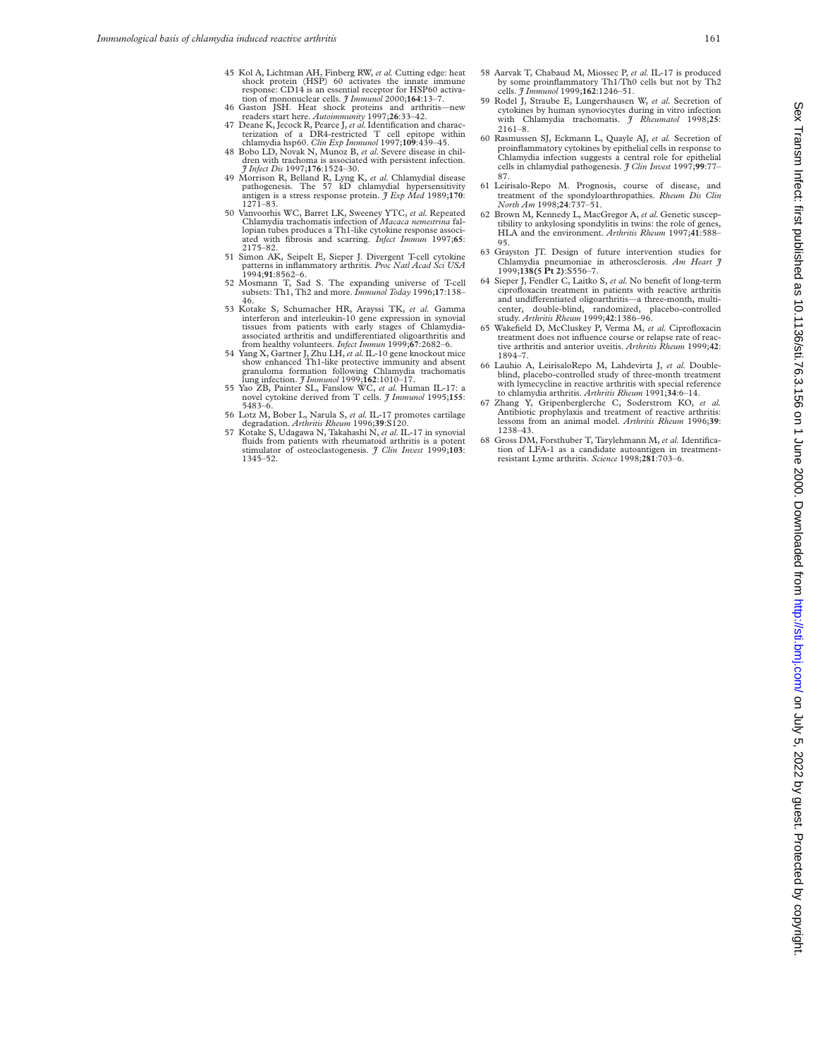45 Kol A, Lichtman AH, Finberg RW, *et al.* Cutting edge: heat shock protein (HSP) 60 activates the innate immune response: CD14 is an essential receptor for HSP60 activation of mononuclear cells. *J Immunol* 2000;**164**:13–7.

46 Gaston JSH. Heat shock proteins and arthritis—new readers start here. *Autoimmunity* 1997;**26**:33–42.

47 Deane K, Jecock R, Pearce J, *et al.* Identification and characterization of a DR4-restricted T cell epitope within chlamydia hsp60. *Clin Exp Immunol* 1997;**109**:439–45.

48 Bobo LD, Novak N, Munoz B, *et al.* Severe disease in children with trachoma is associated with persistent infection. *J Infect Dis* 1997;**176**:1524–30.

49 Morrison R, Belland R, Lyng K, *et al.* Chlamydial disease pathogenesis. The 57 kD chlamydial hypersensitivity antigen is a stress response protein. *J Exp Med* 1989;**170**: 1271–83.

50 Vanvoorhis WC, Barret LK, Sweeney YTC, *et al.* Repeated Chlamydia trachomatis infection of *Macaca nemestrina* fallopian tubes produces a Th1-like cytokine response associated with fibrosis and scarring. *Infect Immun* 1997;**65**: 2175–82.

51 Simon AK, Seipelt E, Sieper J. Divergent T-cell cytokine patterns in inflammatory arthritis. *Proc Natl Acad Sci USA* 1994;**91**:8562–6.

52 Mosmann T, Sad S. The expanding universe of T-cell subsets: Th1, Th2 and more. *Immunol Today* 1996;**17**:138–46.

53 Kotake S, Schumacher HR, Arayssi TK, *et al.* Gamma interferon and interleukin-10 gene expression in synovial tissues from patients with early stages of Chlamydia-associated arthritis and undifferentiated oligoarthritis and from healthy volunteers. *Infect Immun* 1999;**67**:2682–6.

54 Yang X, Gartner J, Zhu LH, *et al.* IL-10 gene knockout mice show enhanced Th1-like protective immunity and absent granuloma formation following Chlamydia trachomatis lung infection. *J Immunol* 1999;**162**:1010–17.

55 Yao ZB, Painter SL, Fanslow WC, *et al.* Human IL-17: a novel cytokine derived from T cells. *J Immunol* 1995;**155**: 5483–6.

56 Lotz M, Bober L, Narula S, *et al.* IL-17 promotes cartilage degradation. *Arthritis Rheum* 1996;**39**:S120.

57 Kotake S, Udagawa N, Takahashi N, *et al.* IL-17 in synovial fluids from patients with rheumatoid arthritis is a potent stimulator of osteoclastogenesis. *J Clin Invest* 1999;**103**: 1345–52.

58 Aarvak T, Chabaud M, Miossec P, *et al.* IL-17 is produced by some proinflammatory Th1/Th0 cells but not by Th2 cells. *J Immunol* 1999;**162**:1246–51.

59 Rodel J, Straube E, Lungershausen W, *et al.* Secretion of cytokines by human synoviocytes during in vitro infection with Chlamydia trachomatis. *J Rheumatol* 1998;**25**: 2161–8.

60 Rasmussen SJ, Eckmann L, Quayle AJ, *et al.* Secretion of proinflammatory cytokines by epithelial cells in response to Chlamydia infection suggests a central role for epithelial cells in chlamydial pathogenesis. *J Clin Invest* 1997;**99**:77–87.

61 Leirisalo-Repo M. Prognosis, course of disease, and treatment of the spondyloarthropathies. *Rheum Dis Clin North Am* 1998;**24**:737–51.

62 Brown M, Kennedy L, MacGregor A, *et al.* Genetic susceptibility to ankylosing spondylitis in twins: the role of genes, HLA and the environment. *Arthritis Rheum* 1997;**41**:588–95.

63 Grayston JT. Design of future intervention studies for Chlamydia pneumoniae in atherosclerosis. *Am Heart J* 1999;**138(5 Pt 2)**:S556–7.

64 Sieper J, Fendler C, Laitko S, *et al.* No benefit of long-term ciprofloxacin treatment in patients with reactive arthritis and undifferentiated oligoarthritis—a three-month, multicenter, double-blind, randomized, placebo-controlled study. *Arthritis Rheum* 1999;**42**:1386–96.

65 Wakefield D, McCluskey P, Verma M, *et al.* Ciprofloxacin treatment does not influence course or relapse rate of reactive arthritis and anterior uveitis. *Arthritis Rheum* 1999;**42**: 1894–7.

66 Lauhio A, LeirisaloRepo M, Lahdevirta J, *et al.* Double-blind, placebo-controlled study of three-month treatment with lymecycline in reactive arthritis with special reference to chlamydia arthritis. *Arthritis Rheum* 1991;**34**:6–14.

67 Zhang Y, Gripenberglerche C, Soderstrom KO, *et al.* Antibiotic prophylaxis and treatment of reactive arthritis: lessons from an animal model. *Arthritis Rheum* 1996;**39**: 1238–43.

68 Gross DM, Forsthuber T, Tarylehmann M, *et al.* Identification of LFA-1 as a candidate autoantigen in treatment-resistant Lyme arthritis. *Science* 1998;**281**:703–6.